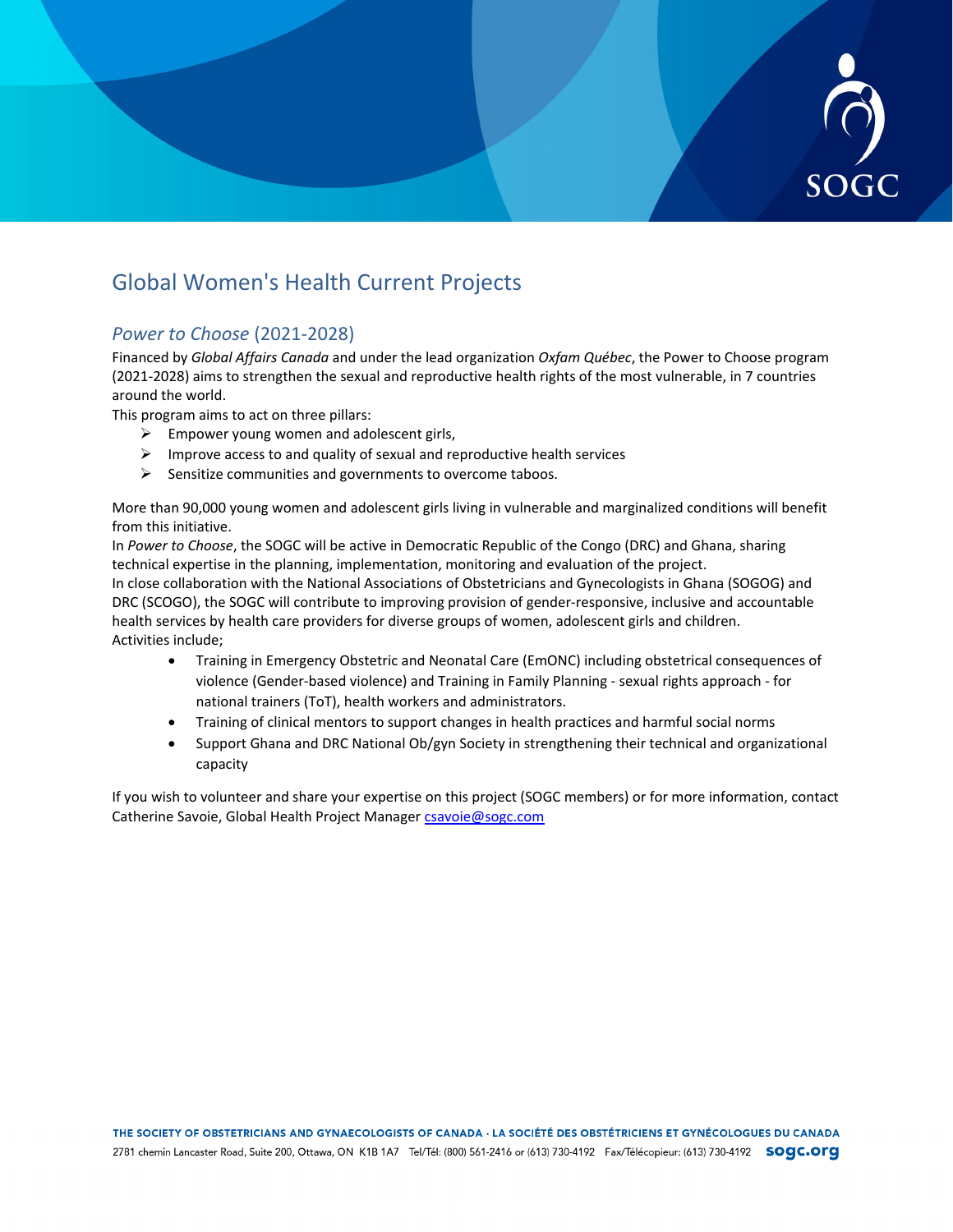# Global Women's Health Current Projects

## *Power to Choose* (2021-2028)

Financed by *Global Affairs Canada* and under the lead organization *Oxfam Québec*, the Power to Choose program (2021-2028) aims to strengthen the sexual and reproductive health rights of the most vulnerable, in 7 countries around the world.

This program aims to act on three pillars:

- Empower young women and adolescent girls,
- Improve access to and quality of sexual and reproductive health services
- Sensitize communities and governments to overcome taboos.

More than 90,000 young women and adolescent girls living in vulnerable and marginalized conditions will benefit from this initiative.

In *Power to Choose*, the SOGC will be active in Democratic Republic of the Congo (DRC) and Ghana, sharing technical expertise in the planning, implementation, monitoring and evaluation of the project.

In close collaboration with the National Associations of Obstetricians and Gynecologists in Ghana (SOGOG) and DRC (SCOGO), the SOGC will contribute to improving provision of gender-responsive, inclusive and accountable health services by health care providers for diverse groups of women, adolescent girls and children.

Activities include;

- Training in Emergency Obstetric and Neonatal Care (EmONC) including obstetrical consequences of violence (Gender-based violence) and Training in Family Planning - sexual rights approach - for national trainers (ToT), health workers and administrators.
- Training of clinical mentors to support changes in health practices and harmful social norms
- Support Ghana and DRC National Ob/gyn Society in strengthening their technical and organizational capacity

If you wish to volunteer and share your expertise on this project (SOGC members) or for more information, contact Catherine Savoie, Global Health Project Manager csavoie@sogc.com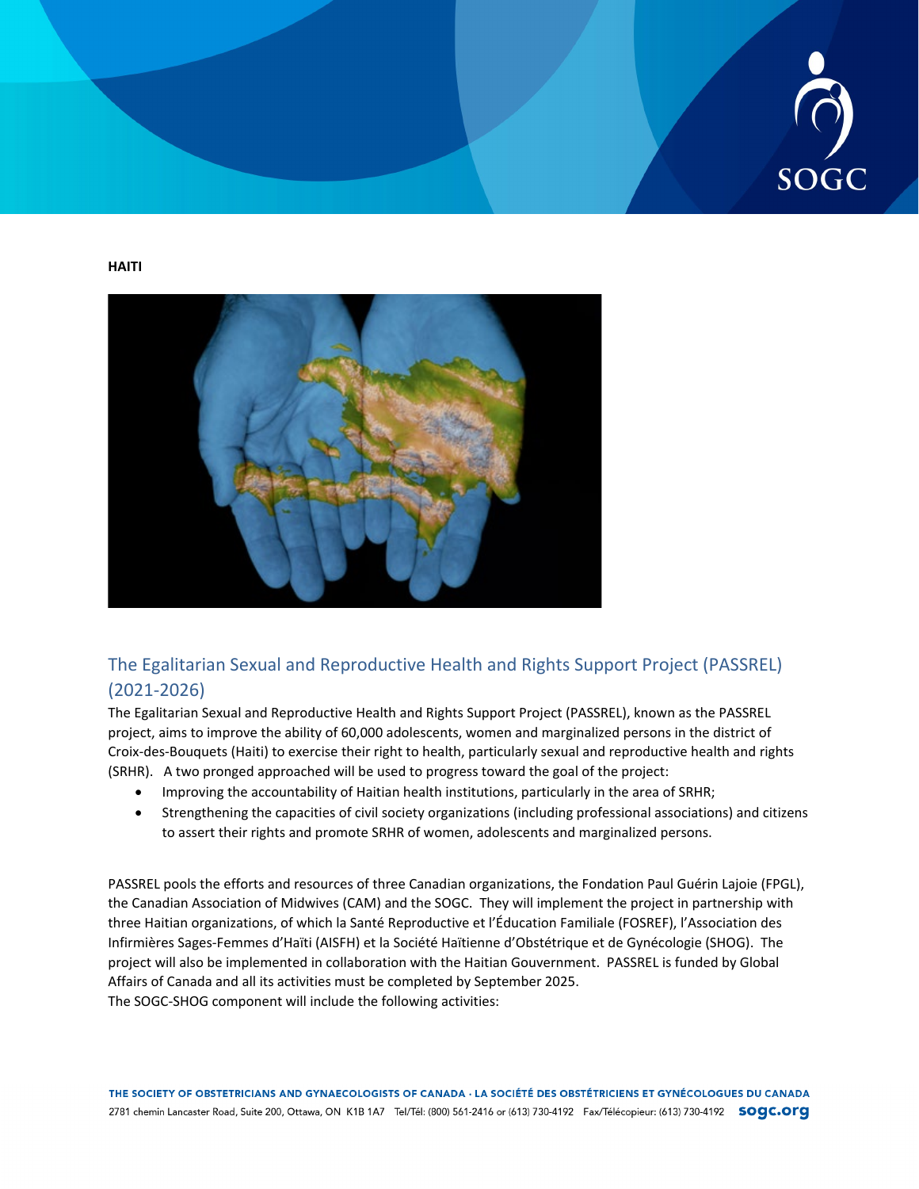**HAITI**

## The Egalitarian Sexual and Reproductive Health and Rights Support Project (PASSREL) (2021-2026)

The Egalitarian Sexual and Reproductive Health and Rights Support Project (PASSREL), known as the PASSREL project, aims to improve the ability of 60,000 adolescents, women and marginalized persons in the district of Croix-des-Bouquets (Haiti) to exercise their right to health, particularly sexual and reproductive health and rights (SRHR). A two pronged approached will be used to progress toward the goal of the project:

- Improving the accountability of Haitian health institutions, particularly in the area of SRHR;
- Strengthening the capacities of civil society organizations (including professional associations) and citizens to assert their rights and promote SRHR of women, adolescents and marginalized persons.

PASSREL pools the efforts and resources of three Canadian organizations, the Fondation Paul Guérin Lajoie (FPGL), the Canadian Association of Midwives (CAM) and the SOGC. They will implement the project in partnership with three Haitian organizations, of which la Santé Reproductive et l'Éducation Familiale (FOSREF), l'Association des Infirmières Sages-Femmes d'Haïti (AISFH) et la Société Haïtienne d'Obstétrique et de Gynécologie (SHOG). The project will also be implemented in collaboration with the Haitian Gouvernment. PASSREL is funded by Global Affairs of Canada and all its activities must be completed by September 2025.

The SOGC-SHOG component will include the following activities: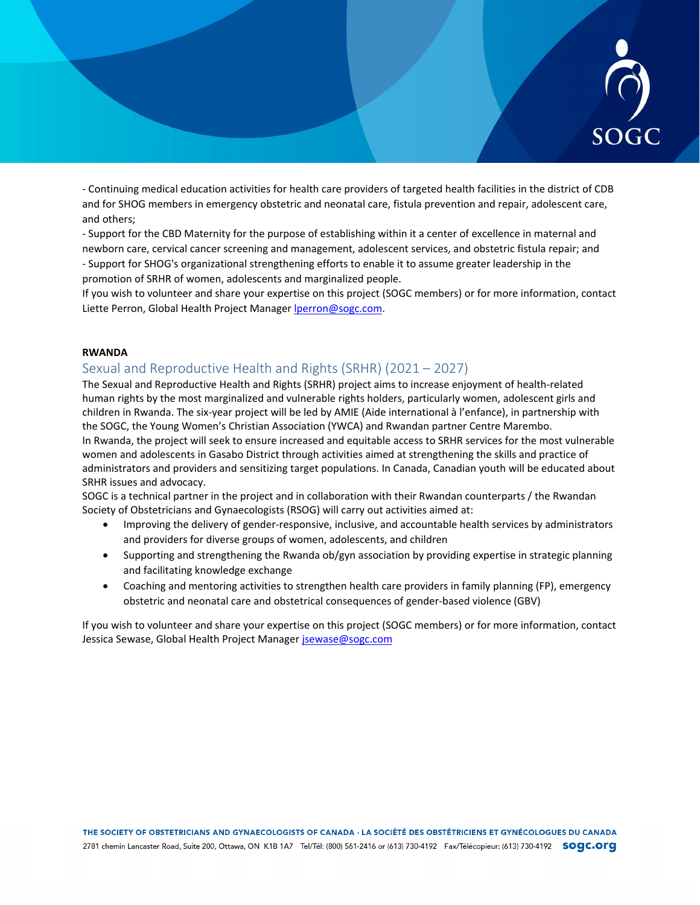- Continuing medical education activities for health care providers of targeted health facilities in the district of CDB and for SHOG members in emergency obstetric and neonatal care, fistula prevention and repair, adolescent care, and others;
- Support for the CBD Maternity for the purpose of establishing within it a center of excellence in maternal and newborn care, cervical cancer screening and management, adolescent services, and obstetric fistula repair; and
- Support for SHOG's organizational strengthening efforts to enable it to assume greater leadership in the promotion of SRHR of women, adolescents and marginalized people.

If you wish to volunteer and share your expertise on this project (SOGC members) or for more information, contact Liette Perron, Global Health Project Manager lperron@sogc.com.

**RWANDA**

## Sexual and Reproductive Health and Rights (SRHR) (2021 – 2027)

The Sexual and Reproductive Health and Rights (SRHR) project aims to increase enjoyment of health-related human rights by the most marginalized and vulnerable rights holders, particularly women, adolescent girls and children in Rwanda. The six-year project will be led by AMIE (Aide international à l'enfance), in partnership with the SOGC, the Young Women's Christian Association (YWCA) and Rwandan partner Centre Marembo.

In Rwanda, the project will seek to ensure increased and equitable access to SRHR services for the most vulnerable women and adolescents in Gasabo District through activities aimed at strengthening the skills and practice of administrators and providers and sensitizing target populations. In Canada, Canadian youth will be educated about SRHR issues and advocacy.

SOGC is a technical partner in the project and in collaboration with their Rwandan counterparts / the Rwandan Society of Obstetricians and Gynaecologists (RSOG) will carry out activities aimed at:

- Improving the delivery of gender-responsive, inclusive, and accountable health services by administrators and providers for diverse groups of women, adolescents, and children
- Supporting and strengthening the Rwanda ob/gyn association by providing expertise in strategic planning and facilitating knowledge exchange
- Coaching and mentoring activities to strengthen health care providers in family planning (FP), emergency obstetric and neonatal care and obstetrical consequences of gender-based violence (GBV)

If you wish to volunteer and share your expertise on this project (SOGC members) or for more information, contact Jessica Sewase, Global Health Project Manager jsewase@sogc.com